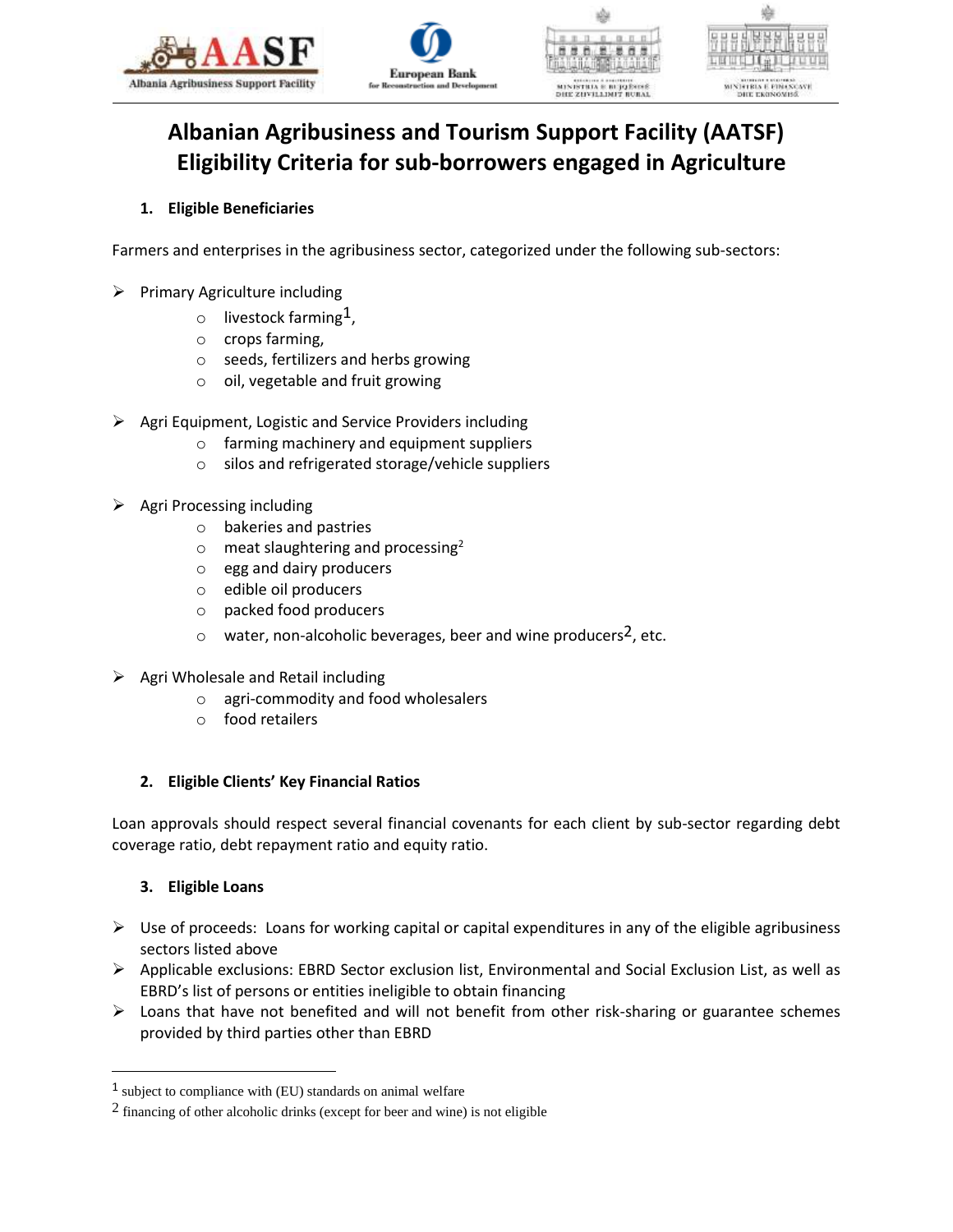# Albanian Agribusiness and Tourism Support Facility (AATSF)
# Eligibility Criteria for sub-borrowers engaged in Agriculture

## 1. Eligible Beneficiaries

Farmers and enterprises in the agribusiness sector, categorized under the following sub-sectors:

- Primary Agriculture including
  - livestock farming[1],
  - crops farming,
  - seeds, fertilizers and herbs growing
  - oil, vegetable and fruit growing

- Agri Equipment, Logistic and Service Providers including
  - farming machinery and equipment suppliers
  - silos and refrigerated storage/vehicle suppliers

- Agri Processing including
  - bakeries and pastries
  - meat slaughtering and processing[2]
  - egg and dairy producers
  - edible oil producers
  - packed food producers
  - water, non-alcoholic beverages, beer and wine producers[2], etc.

- Agri Wholesale and Retail including
  - agri-commodity and food wholesalers
  - food retailers

## 2. Eligible Clients' Key Financial Ratios

Loan approvals should respect several financial covenants for each client by sub-sector regarding debt coverage ratio, debt repayment ratio and equity ratio.

## 3. Eligible Loans

- Use of proceeds: Loans for working capital or capital expenditures in any of the eligible agribusiness sectors listed above
- Applicable exclusions: EBRD Sector exclusion list, Environmental and Social Exclusion List, as well as EBRD's list of persons or entities ineligible to obtain financing
- Loans that have not benefited and will not benefit from other risk-sharing or guarantee schemes provided by third parties other than EBRD

---

[1] subject to compliance with (EU) standards on animal welfare

[2] financing of other alcoholic drinks (except for beer and wine) is not eligible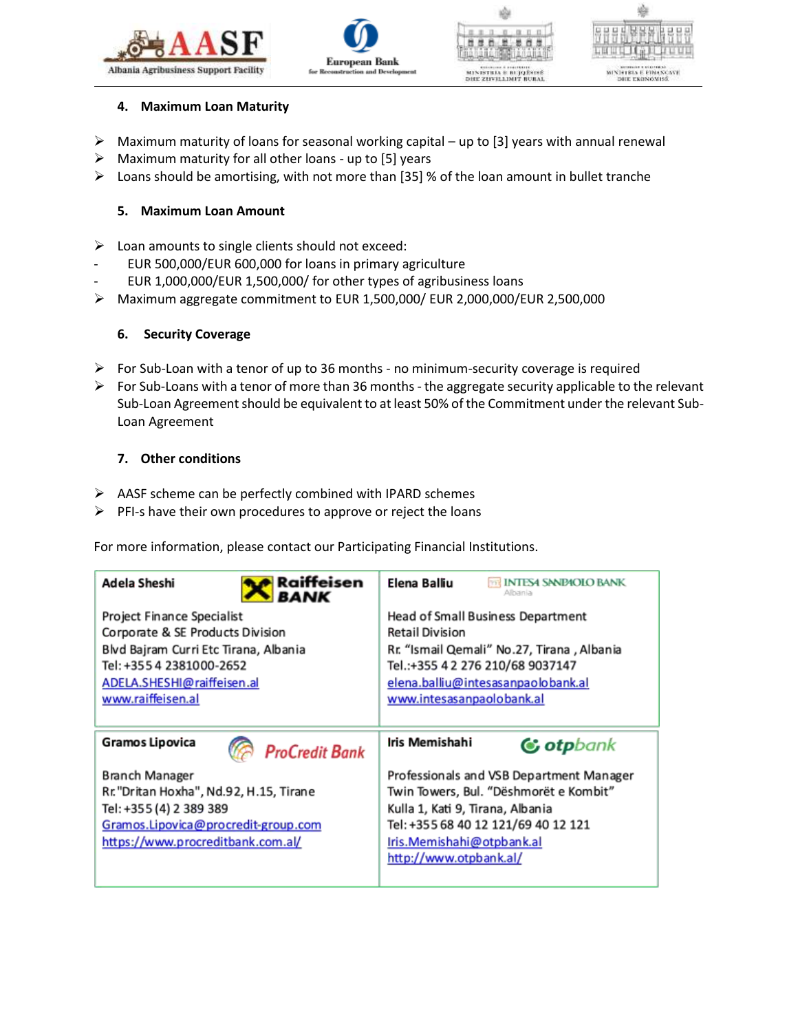### 4. Maximum Loan Maturity

- Maximum maturity of loans for seasonal working capital – up to [3] years with annual renewal
- Maximum maturity for all other loans - up to [5] years
- Loans should be amortising, with not more than [35] % of the loan amount in bullet tranche

### 5. Maximum Loan Amount

- Loan amounts to single clients should not exceed:
  - EUR 500,000/EUR 600,000 for loans in primary agriculture
  - EUR 1,000,000/EUR 1,500,000/ for other types of agribusiness loans
- Maximum aggregate commitment to EUR 1,500,000/ EUR 2,000,000/EUR 2,500,000

### 6. Security Coverage

- For Sub-Loan with a tenor of up to 36 months - no minimum-security coverage is required
- For Sub-Loans with a tenor of more than 36 months - the aggregate security applicable to the relevant Sub-Loan Agreement should be equivalent to at least 50% of the Commitment under the relevant Sub-Loan Agreement

### 7. Other conditions

- AASF scheme can be perfectly combined with IPARD schemes
- PFI-s have their own procedures to approve or reject the loans

For more information, please contact our Participating Financial Institutions.

| | |
|---|---|
| **Adela Sheshi** – Raiffeisen BANK<br>Project Finance Specialist<br>Corporate & SE Products Division<br>Blvd Bajram Curri Etc Tirana, Albania<br>Tel: +355 4 2381000-2652<br>ADELA.SHESHI@raiffeisen.al<br>www.raiffeisen.al | **Elena Balliu** – INTESA SANPAOLO BANK Albania<br>Head of Small Business Department<br>Retail Division<br>Rr. "Ismail Qemali" No.27, Tirana , Albania<br>Tel.:+355 4 2 276 210/68 9037147<br>elena.balliu@intesasanpaolobank.al<br>www.intesasanpaolobank.al |
| **Gramos Lipovica** – ProCredit Bank<br>Branch Manager<br>Rr."Dritan Hoxha", Nd.92, H.15, Tirane<br>Tel: +355 (4) 2 389 389<br>Gramos.Lipovica@procredit-group.com<br>https://www.procreditbank.com.al/ | **Iris Memishahi** – otpbank<br>Professionals and VSB Department Manager<br>Twin Towers, Bul. "Dëshmorët e Kombit"<br>Kulla 1, Kati 9, Tirana, Albania<br>Tel: +355 68 40 12 121/69 40 12 121<br>Iris.Memishahi@otpbank.al<br>http://www.otpbank.al/ |